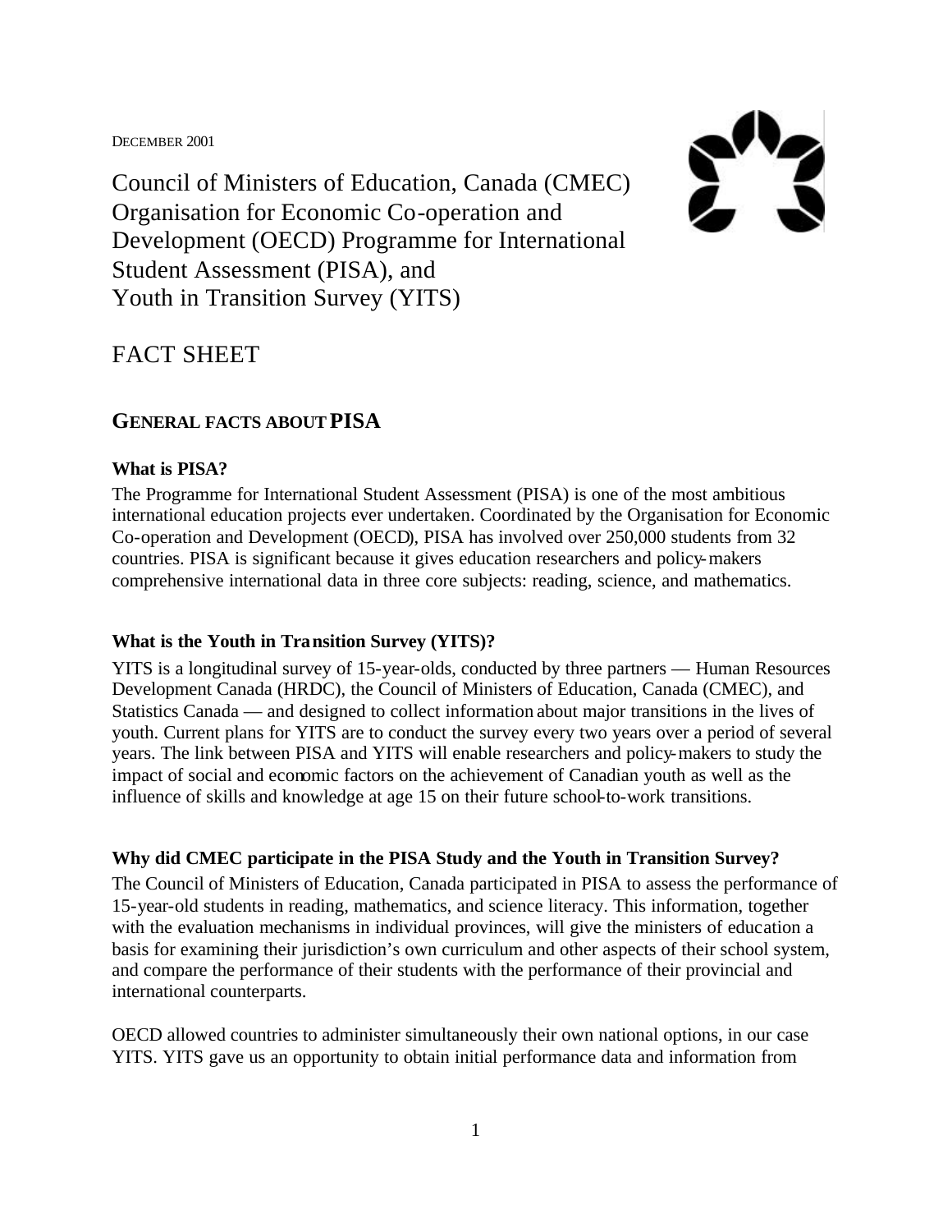DECEMBER 2001

# Council of Ministers of Education, Canada (CMEC) Organisation for Economic Co-operation and Development (OECD) Programme for International Student Assessment (PISA), and Youth in Transition Survey (YITS)

# FACT SHEET

## GENERAL FACTS ABOUT PISA

### What is PISA?

The Programme for International Student Assessment (PISA) is one of the most ambitious international education projects ever undertaken. Coordinated by the Organisation for Economic Co-operation and Development (OECD), PISA has involved over 250,000 students from 32 countries. PISA is significant because it gives education researchers and policy-makers comprehensive international data in three core subjects: reading, science, and mathematics.

### What is the Youth in Transition Survey (YITS)?

YITS is a longitudinal survey of 15-year-olds, conducted by three partners — Human Resources Development Canada (HRDC), the Council of Ministers of Education, Canada (CMEC), and Statistics Canada — and designed to collect information about major transitions in the lives of youth. Current plans for YITS are to conduct the survey every two years over a period of several years. The link between PISA and YITS will enable researchers and policy-makers to study the impact of social and economic factors on the achievement of Canadian youth as well as the influence of skills and knowledge at age 15 on their future school-to-work transitions.

### Why did CMEC participate in the PISA Study and the Youth in Transition Survey?

The Council of Ministers of Education, Canada participated in PISA to assess the performance of 15-year-old students in reading, mathematics, and science literacy. This information, together with the evaluation mechanisms in individual provinces, will give the ministers of education a basis for examining their jurisdiction's own curriculum and other aspects of their school system, and compare the performance of their students with the performance of their provincial and international counterparts.

OECD allowed countries to administer simultaneously their own national options, in our case YITS. YITS gave us an opportunity to obtain initial performance data and information from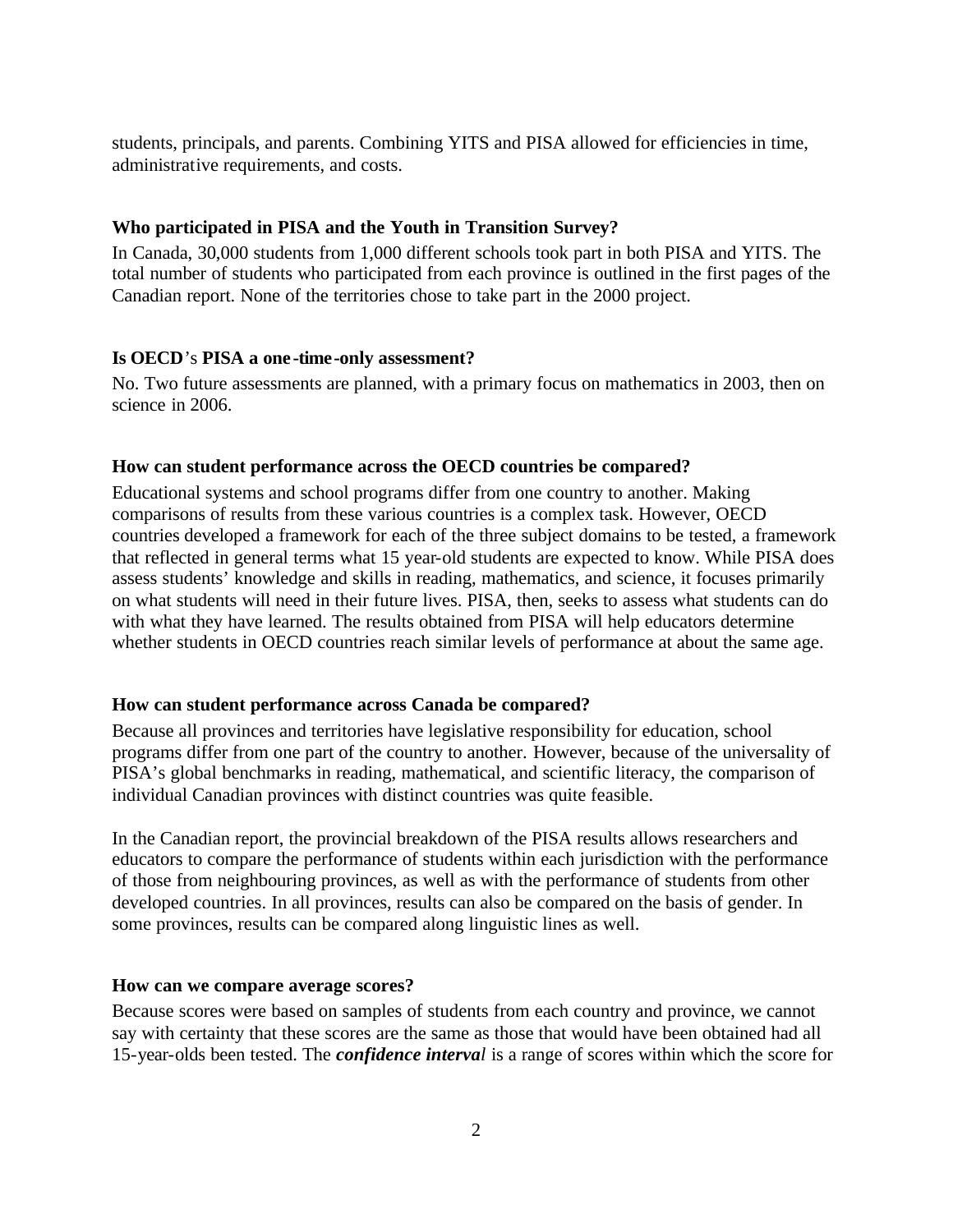students, principals, and parents. Combining YITS and PISA allowed for efficiencies in time, administrative requirements, and costs.

**Who participated in PISA and the Youth in Transition Survey?**

In Canada, 30,000 students from 1,000 different schools took part in both PISA and YITS. The total number of students who participated from each province is outlined in the first pages of the Canadian report. None of the territories chose to take part in the 2000 project.

**Is OECD's PISA a one-time-only assessment?**

No. Two future assessments are planned, with a primary focus on mathematics in 2003, then on science in 2006.

**How can student performance across the OECD countries be compared?**

Educational systems and school programs differ from one country to another. Making comparisons of results from these various countries is a complex task. However, OECD countries developed a framework for each of the three subject domains to be tested, a framework that reflected in general terms what 15 year-old students are expected to know. While PISA does assess students' knowledge and skills in reading, mathematics, and science, it focuses primarily on what students will need in their future lives. PISA, then, seeks to assess what students can do with what they have learned. The results obtained from PISA will help educators determine whether students in OECD countries reach similar levels of performance at about the same age.

**How can student performance across Canada be compared?**

Because all provinces and territories have legislative responsibility for education, school programs differ from one part of the country to another. However, because of the universality of PISA's global benchmarks in reading, mathematical, and scientific literacy, the comparison of individual Canadian provinces with distinct countries was quite feasible.

In the Canadian report, the provincial breakdown of the PISA results allows researchers and educators to compare the performance of students within each jurisdiction with the performance of those from neighbouring provinces, as well as with the performance of students from other developed countries. In all provinces, results can also be compared on the basis of gender. In some provinces, results can be compared along linguistic lines as well.

**How can we compare average scores?**

Because scores were based on samples of students from each country and province, we cannot say with certainty that these scores are the same as those that would have been obtained had all 15-year-olds been tested. The ***confidence interval*** is a range of scores within which the score for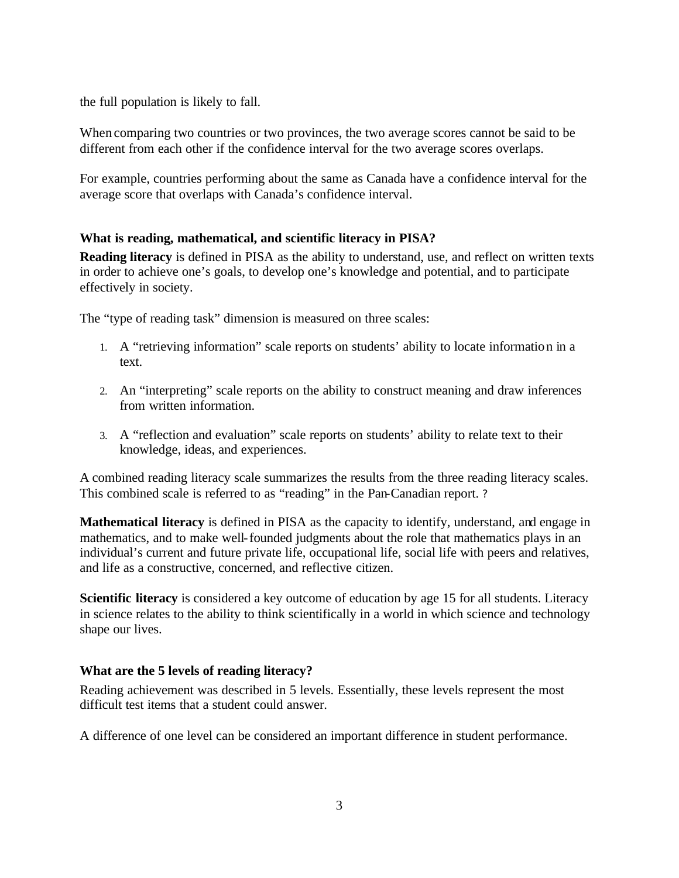the full population is likely to fall.

When comparing two countries or two provinces, the two average scores cannot be said to be different from each other if the confidence interval for the two average scores overlaps.

For example, countries performing about the same as Canada have a confidence interval for the average score that overlaps with Canada's confidence interval.

### What is reading, mathematical, and scientific literacy in PISA?

**Reading literacy** is defined in PISA as the ability to understand, use, and reflect on written texts in order to achieve one's goals, to develop one's knowledge and potential, and to participate effectively in society.

The "type of reading task" dimension is measured on three scales:

1. A "retrieving information" scale reports on students' ability to locate information in a text.
2. An "interpreting" scale reports on the ability to construct meaning and draw inferences from written information.
3. A "reflection and evaluation" scale reports on students' ability to relate text to their knowledge, ideas, and experiences.

A combined reading literacy scale summarizes the results from the three reading literacy scales. This combined scale is referred to as "reading" in the Pan-Canadian report. ?

**Mathematical literacy** is defined in PISA as the capacity to identify, understand, and engage in mathematics, and to make well-founded judgments about the role that mathematics plays in an individual's current and future private life, occupational life, social life with peers and relatives, and life as a constructive, concerned, and reflective citizen.

**Scientific literacy** is considered a key outcome of education by age 15 for all students. Literacy in science relates to the ability to think scientifically in a world in which science and technology shape our lives.

### What are the 5 levels of reading literacy?

Reading achievement was described in 5 levels. Essentially, these levels represent the most difficult test items that a student could answer.

A difference of one level can be considered an important difference in student performance.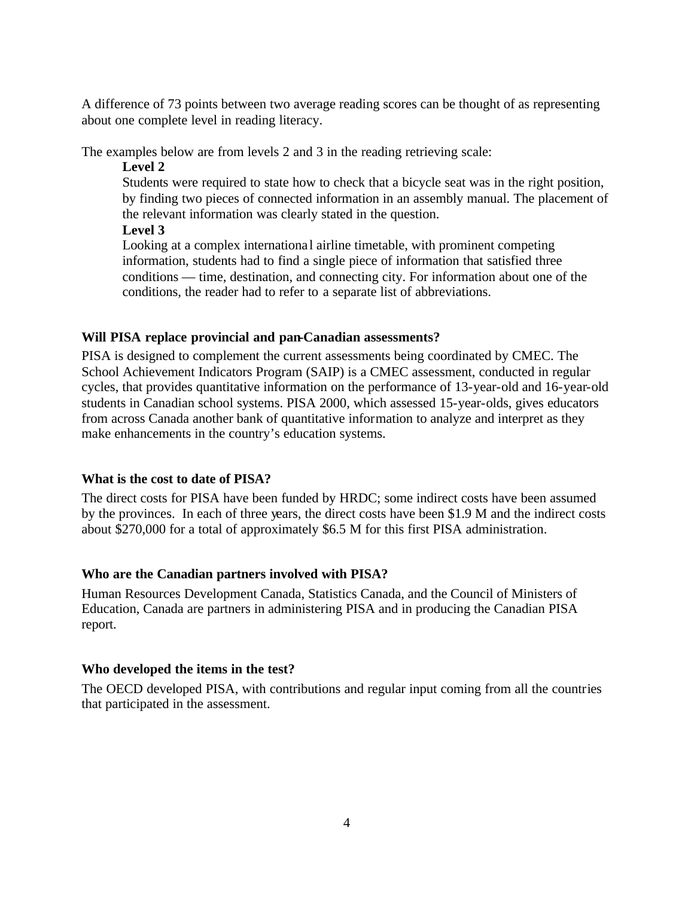A difference of 73 points between two average reading scores can be thought of as representing about one complete level in reading literacy.

The examples below are from levels 2 and 3 in the reading retrieving scale:

**Level 2**

Students were required to state how to check that a bicycle seat was in the right position, by finding two pieces of connected information in an assembly manual. The placement of the relevant information was clearly stated in the question.

**Level 3**

Looking at a complex international airline timetable, with prominent competing information, students had to find a single piece of information that satisfied three conditions — time, destination, and connecting city. For information about one of the conditions, the reader had to refer to a separate list of abbreviations.

**Will PISA replace provincial and pan-Canadian assessments?**

PISA is designed to complement the current assessments being coordinated by CMEC. The School Achievement Indicators Program (SAIP) is a CMEC assessment, conducted in regular cycles, that provides quantitative information on the performance of 13-year-old and 16-year-old students in Canadian school systems. PISA 2000, which assessed 15-year-olds, gives educators from across Canada another bank of quantitative information to analyze and interpret as they make enhancements in the country's education systems.

**What is the cost to date of PISA?**

The direct costs for PISA have been funded by HRDC; some indirect costs have been assumed by the provinces. In each of three years, the direct costs have been $1.9 M and the indirect costs about $270,000 for a total of approximately $6.5 M for this first PISA administration.

**Who are the Canadian partners involved with PISA?**

Human Resources Development Canada, Statistics Canada, and the Council of Ministers of Education, Canada are partners in administering PISA and in producing the Canadian PISA report.

**Who developed the items in the test?**

The OECD developed PISA, with contributions and regular input coming from all the countries that participated in the assessment.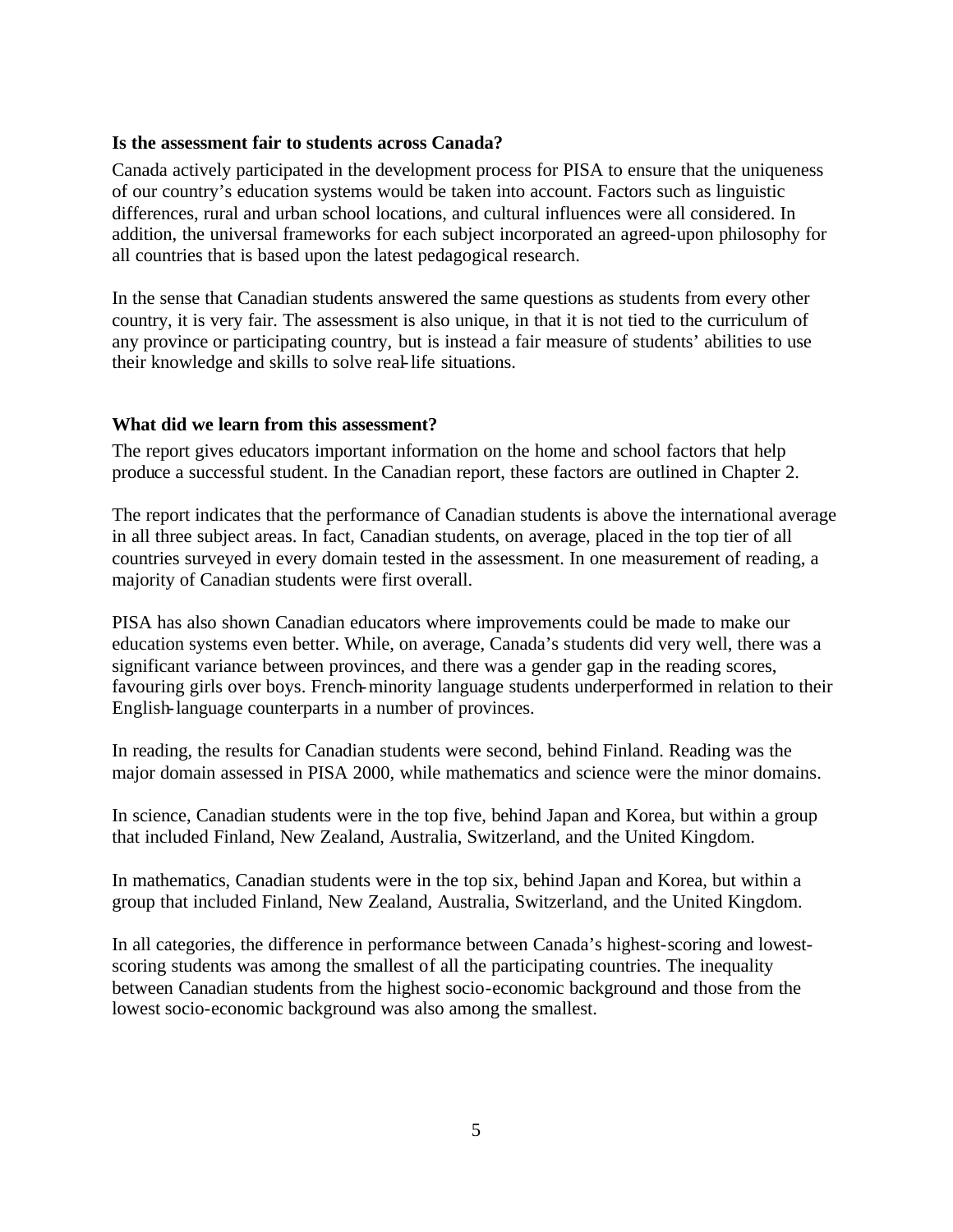**Is the assessment fair to students across Canada?**

Canada actively participated in the development process for PISA to ensure that the uniqueness of our country's education systems would be taken into account. Factors such as linguistic differences, rural and urban school locations, and cultural influences were all considered. In addition, the universal frameworks for each subject incorporated an agreed-upon philosophy for all countries that is based upon the latest pedagogical research.

In the sense that Canadian students answered the same questions as students from every other country, it is very fair. The assessment is also unique, in that it is not tied to the curriculum of any province or participating country, but is instead a fair measure of students' abilities to use their knowledge and skills to solve real-life situations.

**What did we learn from this assessment?**

The report gives educators important information on the home and school factors that help produce a successful student. In the Canadian report, these factors are outlined in Chapter 2.

The report indicates that the performance of Canadian students is above the international average in all three subject areas. In fact, Canadian students, on average, placed in the top tier of all countries surveyed in every domain tested in the assessment. In one measurement of reading, a majority of Canadian students were first overall.

PISA has also shown Canadian educators where improvements could be made to make our education systems even better. While, on average, Canada's students did very well, there was a significant variance between provinces, and there was a gender gap in the reading scores, favouring girls over boys. French-minority language students underperformed in relation to their English-language counterparts in a number of provinces.

In reading, the results for Canadian students were second, behind Finland. Reading was the major domain assessed in PISA 2000, while mathematics and science were the minor domains.

In science, Canadian students were in the top five, behind Japan and Korea, but within a group that included Finland, New Zealand, Australia, Switzerland, and the United Kingdom.

In mathematics, Canadian students were in the top six, behind Japan and Korea, but within a group that included Finland, New Zealand, Australia, Switzerland, and the United Kingdom.

In all categories, the difference in performance between Canada's highest-scoring and lowest-scoring students was among the smallest of all the participating countries. The inequality between Canadian students from the highest socio-economic background and those from the lowest socio-economic background was also among the smallest.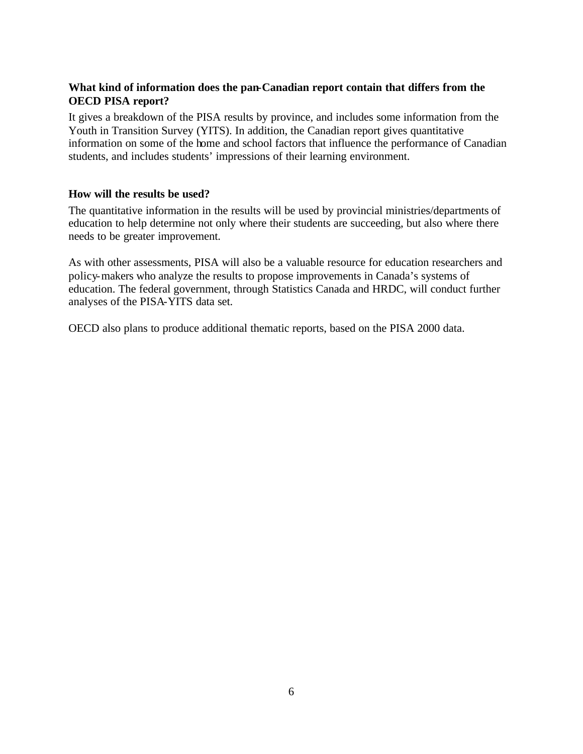**What kind of information does the pan-Canadian report contain that differs from the OECD PISA report?**

It gives a breakdown of the PISA results by province, and includes some information from the Youth in Transition Survey (YITS). In addition, the Canadian report gives quantitative information on some of the home and school factors that influence the performance of Canadian students, and includes students' impressions of their learning environment.

**How will the results be used?**

The quantitative information in the results will be used by provincial ministries/departments of education to help determine not only where their students are succeeding, but also where there needs to be greater improvement.

As with other assessments, PISA will also be a valuable resource for education researchers and policy-makers who analyze the results to propose improvements in Canada's systems of education. The federal government, through Statistics Canada and HRDC, will conduct further analyses of the PISA-YITS data set.

OECD also plans to produce additional thematic reports, based on the PISA 2000 data.